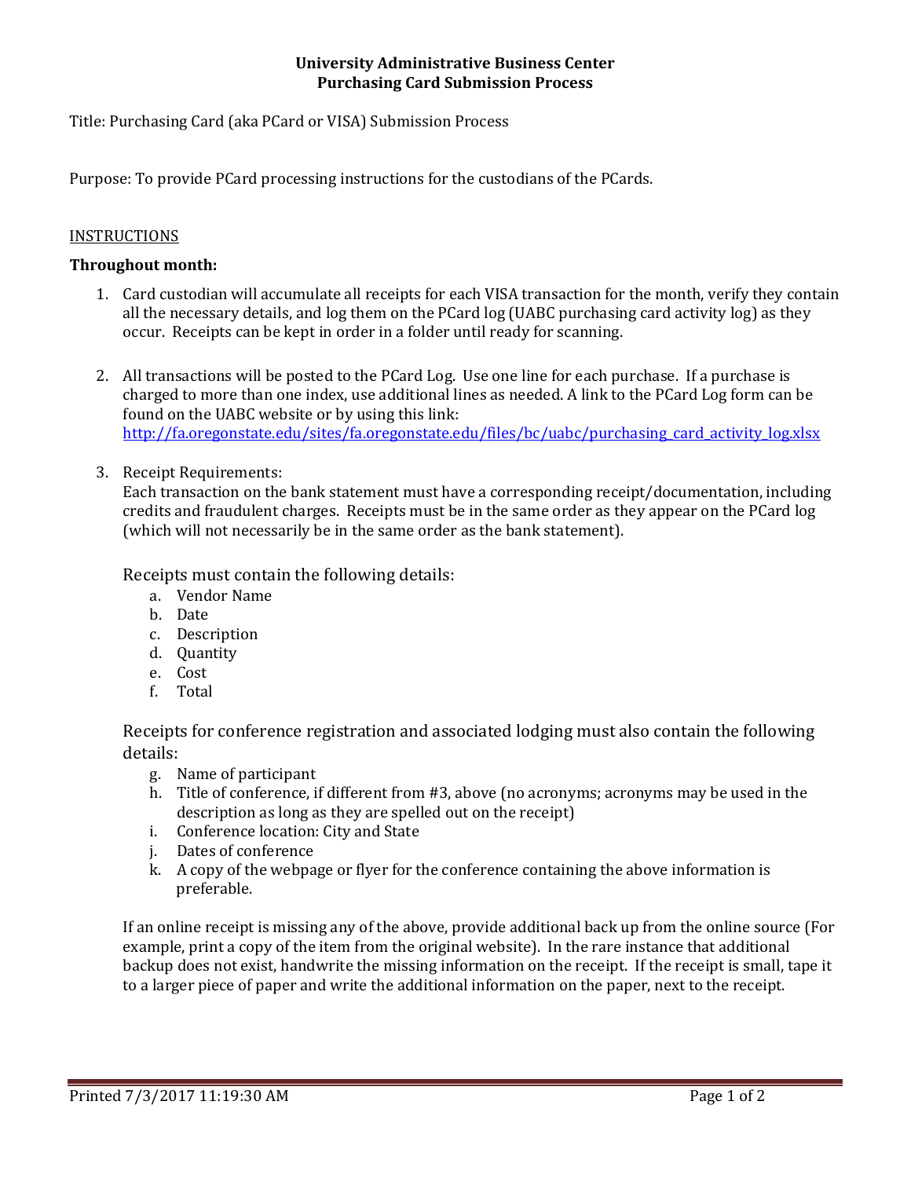**University Administrative Business Center**
**Purchasing Card Submission Process**

Title: Purchasing Card (aka PCard or VISA) Submission Process

Purpose: To provide PCard processing instructions for the custodians of the PCards.

INSTRUCTIONS

**Throughout month:**

1. Card custodian will accumulate all receipts for each VISA transaction for the month, verify they contain all the necessary details, and log them on the PCard log (UABC purchasing card activity log) as they occur. Receipts can be kept in order in a folder until ready for scanning.

2. All transactions will be posted to the PCard Log. Use one line for each purchase. If a purchase is charged to more than one index, use additional lines as needed. A link to the PCard Log form can be found on the UABC website or by using this link: http://fa.oregonstate.edu/sites/fa.oregonstate.edu/files/bc/uabc/purchasing_card_activity_log.xlsx

3. Receipt Requirements:
   Each transaction on the bank statement must have a corresponding receipt/documentation, including credits and fraudulent charges. Receipts must be in the same order as they appear on the PCard log (which will not necessarily be in the same order as the bank statement).

   Receipts must contain the following details:
   a. Vendor Name
   b. Date
   c. Description
   d. Quantity
   e. Cost
   f. Total

   Receipts for conference registration and associated lodging must also contain the following details:
   g. Name of participant
   h. Title of conference, if different from #3, above (no acronyms; acronyms may be used in the description as long as they are spelled out on the receipt)
   i. Conference location: City and State
   j. Dates of conference
   k. A copy of the webpage or flyer for the conference containing the above information is preferable.

   If an online receipt is missing any of the above, provide additional back up from the online source (For example, print a copy of the item from the original website). In the rare instance that additional backup does not exist, handwrite the missing information on the receipt. If the receipt is small, tape it to a larger piece of paper and write the additional information on the paper, next to the receipt.

Printed 7/3/2017 11:19:30 AM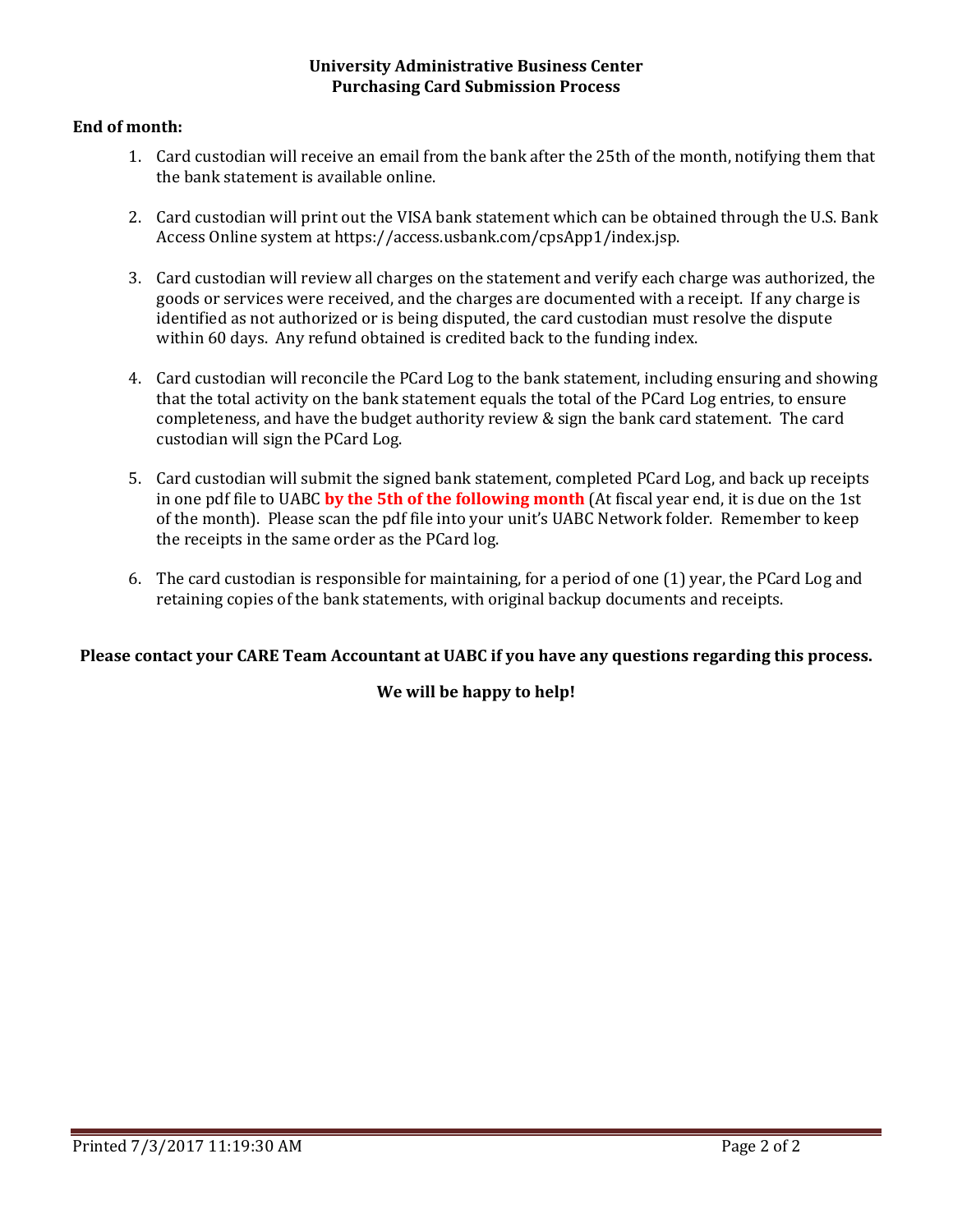**University Administrative Business Center**
**Purchasing Card Submission Process**

**End of month:**

1. Card custodian will receive an email from the bank after the 25th of the month, notifying them that the bank statement is available online.

2. Card custodian will print out the VISA bank statement which can be obtained through the U.S. Bank Access Online system at https://access.usbank.com/cpsApp1/index.jsp.

3. Card custodian will review all charges on the statement and verify each charge was authorized, the goods or services were received, and the charges are documented with a receipt. If any charge is identified as not authorized or is being disputed, the card custodian must resolve the dispute within 60 days. Any refund obtained is credited back to the funding index.

4. Card custodian will reconcile the PCard Log to the bank statement, including ensuring and showing that the total activity on the bank statement equals the total of the PCard Log entries, to ensure completeness, and have the budget authority review & sign the bank card statement. The card custodian will sign the PCard Log.

5. Card custodian will submit the signed bank statement, completed PCard Log, and back up receipts in one pdf file to UABC **by the 5th of the following month** (At fiscal year end, it is due on the 1st of the month). Please scan the pdf file into your unit's UABC Network folder. Remember to keep the receipts in the same order as the PCard log.

6. The card custodian is responsible for maintaining, for a period of one (1) year, the PCard Log and retaining copies of the bank statements, with original backup documents and receipts.

**Please contact your CARE Team Accountant at UABC if you have any questions regarding this process.**

**We will be happy to help!**

Printed 7/3/2017 11:19:30 AM